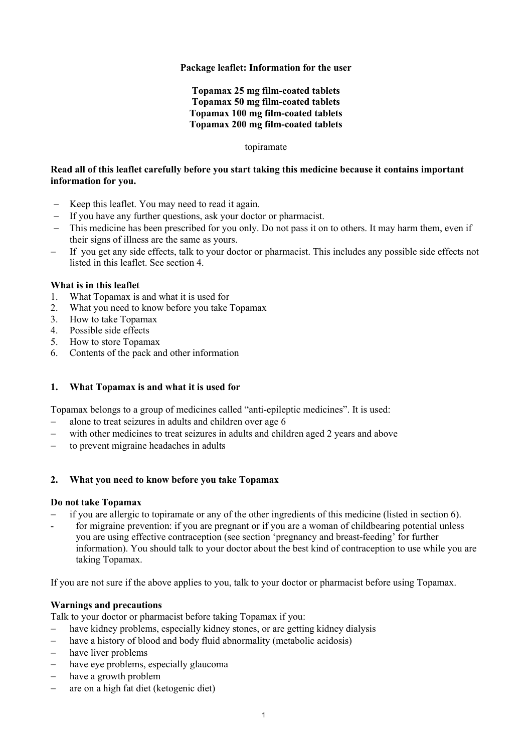**Package leaflet: Information for the user**

**Topamax 25 mg film-coated tablets**
**Topamax 50 mg film-coated tablets**
**Topamax 100 mg film-coated tablets**
**Topamax 200 mg film-coated tablets**

topiramate

**Read all of this leaflet carefully before you start taking this medicine because it contains important information for you.**

- Keep this leaflet. You may need to read it again.
- If you have any further questions, ask your doctor or pharmacist.
- This medicine has been prescribed for you only. Do not pass it on to others. It may harm them, even if their signs of illness are the same as yours.
- If you get any side effects, talk to your doctor or pharmacist. This includes any possible side effects not listed in this leaflet. See section 4.

**What is in this leaflet**

1. What Topamax is and what it is used for
2. What you need to know before you take Topamax
3. How to take Topamax
4. Possible side effects
5. How to store Topamax
6. Contents of the pack and other information

## 1. What Topamax is and what it is used for

Topamax belongs to a group of medicines called "anti-epileptic medicines". It is used:

- alone to treat seizures in adults and children over age 6
- with other medicines to treat seizures in adults and children aged 2 years and above
- to prevent migraine headaches in adults

## 2. What you need to know before you take Topamax

**Do not take Topamax**

- if you are allergic to topiramate or any of the other ingredients of this medicine (listed in section 6).
- for migraine prevention: if you are pregnant or if you are a woman of childbearing potential unless you are using effective contraception (see section 'pregnancy and breast-feeding' for further information). You should talk to your doctor about the best kind of contraception to use while you are taking Topamax.

If you are not sure if the above applies to you, talk to your doctor or pharmacist before using Topamax.

**Warnings and precautions**

Talk to your doctor or pharmacist before taking Topamax if you:

- have kidney problems, especially kidney stones, or are getting kidney dialysis
- have a history of blood and body fluid abnormality (metabolic acidosis)
- have liver problems
- have eye problems, especially glaucoma
- have a growth problem
- are on a high fat diet (ketogenic diet)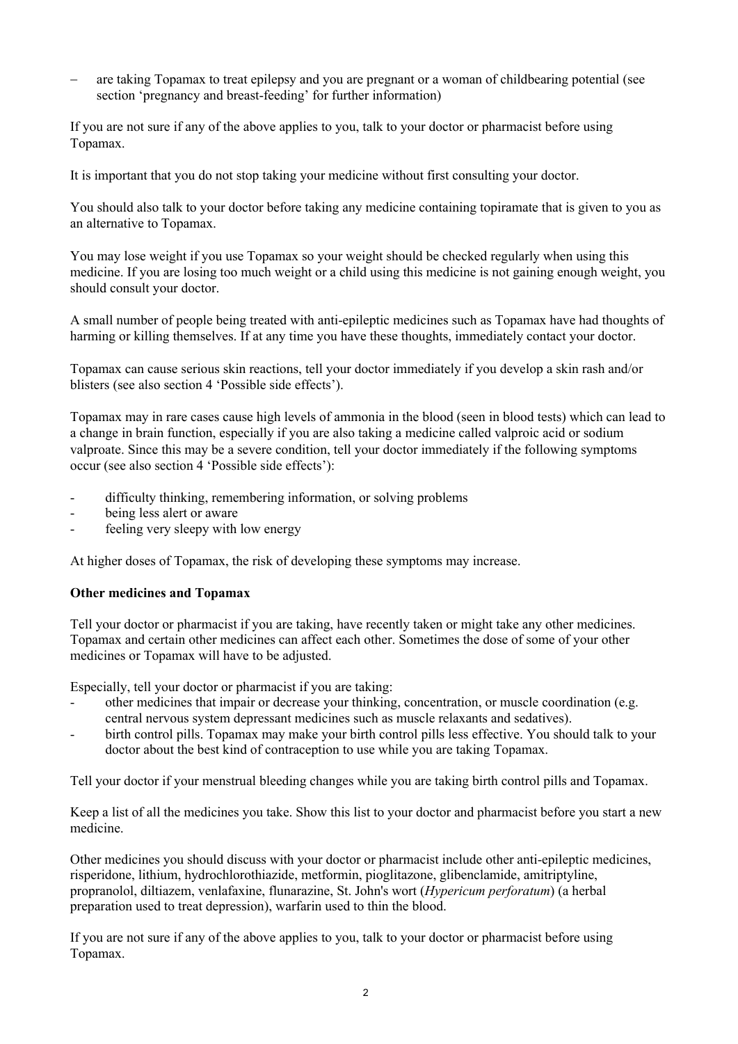- are taking Topamax to treat epilepsy and you are pregnant or a woman of childbearing potential (see section 'pregnancy and breast-feeding' for further information)

If you are not sure if any of the above applies to you, talk to your doctor or pharmacist before using Topamax.

It is important that you do not stop taking your medicine without first consulting your doctor.

You should also talk to your doctor before taking any medicine containing topiramate that is given to you as an alternative to Topamax.

You may lose weight if you use Topamax so your weight should be checked regularly when using this medicine. If you are losing too much weight or a child using this medicine is not gaining enough weight, you should consult your doctor.

A small number of people being treated with anti-epileptic medicines such as Topamax have had thoughts of harming or killing themselves. If at any time you have these thoughts, immediately contact your doctor.

Topamax can cause serious skin reactions, tell your doctor immediately if you develop a skin rash and/or blisters (see also section 4 'Possible side effects').

Topamax may in rare cases cause high levels of ammonia in the blood (seen in blood tests) which can lead to a change in brain function, especially if you are also taking a medicine called valproic acid or sodium valproate. Since this may be a severe condition, tell your doctor immediately if the following symptoms occur (see also section 4 'Possible side effects'):

- difficulty thinking, remembering information, or solving problems
- being less alert or aware
- feeling very sleepy with low energy

At higher doses of Topamax, the risk of developing these symptoms may increase.

**Other medicines and Topamax**

Tell your doctor or pharmacist if you are taking, have recently taken or might take any other medicines. Topamax and certain other medicines can affect each other. Sometimes the dose of some of your other medicines or Topamax will have to be adjusted.

Especially, tell your doctor or pharmacist if you are taking:

- other medicines that impair or decrease your thinking, concentration, or muscle coordination (e.g. central nervous system depressant medicines such as muscle relaxants and sedatives).
- birth control pills. Topamax may make your birth control pills less effective. You should talk to your doctor about the best kind of contraception to use while you are taking Topamax.

Tell your doctor if your menstrual bleeding changes while you are taking birth control pills and Topamax.

Keep a list of all the medicines you take. Show this list to your doctor and pharmacist before you start a new medicine.

Other medicines you should discuss with your doctor or pharmacist include other anti-epileptic medicines, risperidone, lithium, hydrochlorothiazide, metformin, pioglitazone, glibenclamide, amitriptyline, propranolol, diltiazem, venlafaxine, flunarazine, St. John's wort (*Hypericum perforatum*) (a herbal preparation used to treat depression), warfarin used to thin the blood.

If you are not sure if any of the above applies to you, talk to your doctor or pharmacist before using Topamax.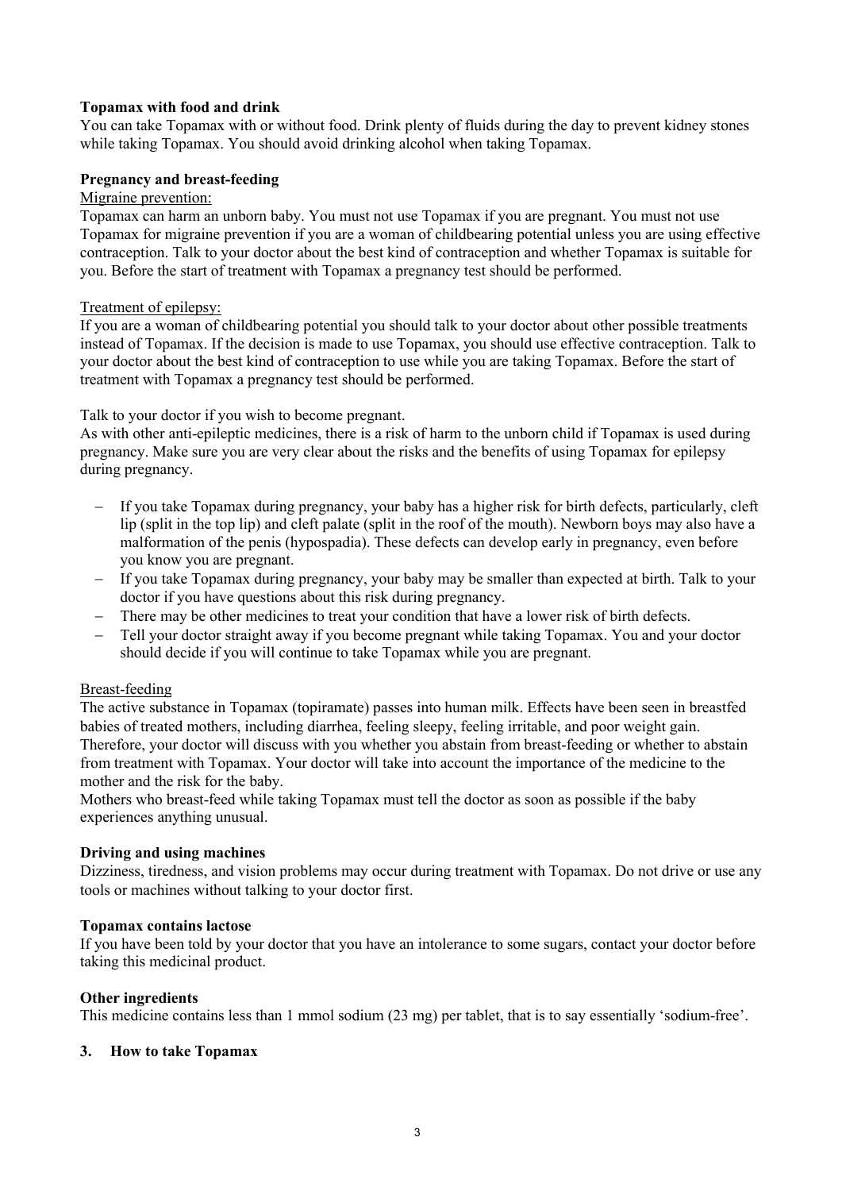**Topamax with food and drink**

You can take Topamax with or without food. Drink plenty of fluids during the day to prevent kidney stones while taking Topamax. You should avoid drinking alcohol when taking Topamax.

**Pregnancy and breast-feeding**

Migraine prevention:

Topamax can harm an unborn baby. You must not use Topamax if you are pregnant. You must not use Topamax for migraine prevention if you are a woman of childbearing potential unless you are using effective contraception. Talk to your doctor about the best kind of contraception and whether Topamax is suitable for you. Before the start of treatment with Topamax a pregnancy test should be performed.

Treatment of epilepsy:

If you are a woman of childbearing potential you should talk to your doctor about other possible treatments instead of Topamax. If the decision is made to use Topamax, you should use effective contraception. Talk to your doctor about the best kind of contraception to use while you are taking Topamax. Before the start of treatment with Topamax a pregnancy test should be performed.

Talk to your doctor if you wish to become pregnant.

As with other anti-epileptic medicines, there is a risk of harm to the unborn child if Topamax is used during pregnancy. Make sure you are very clear about the risks and the benefits of using Topamax for epilepsy during pregnancy.

- If you take Topamax during pregnancy, your baby has a higher risk for birth defects, particularly, cleft lip (split in the top lip) and cleft palate (split in the roof of the mouth). Newborn boys may also have a malformation of the penis (hypospadia). These defects can develop early in pregnancy, even before you know you are pregnant.
- If you take Topamax during pregnancy, your baby may be smaller than expected at birth. Talk to your doctor if you have questions about this risk during pregnancy.
- There may be other medicines to treat your condition that have a lower risk of birth defects.
- Tell your doctor straight away if you become pregnant while taking Topamax. You and your doctor should decide if you will continue to take Topamax while you are pregnant.

Breast-feeding

The active substance in Topamax (topiramate) passes into human milk. Effects have been seen in breastfed babies of treated mothers, including diarrhea, feeling sleepy, feeling irritable, and poor weight gain. Therefore, your doctor will discuss with you whether you abstain from breast-feeding or whether to abstain from treatment with Topamax. Your doctor will take into account the importance of the medicine to the mother and the risk for the baby.

Mothers who breast-feed while taking Topamax must tell the doctor as soon as possible if the baby experiences anything unusual.

**Driving and using machines**

Dizziness, tiredness, and vision problems may occur during treatment with Topamax. Do not drive or use any tools or machines without talking to your doctor first.

**Topamax contains lactose**

If you have been told by your doctor that you have an intolerance to some sugars, contact your doctor before taking this medicinal product.

**Other ingredients**

This medicine contains less than 1 mmol sodium (23 mg) per tablet, that is to say essentially 'sodium-free'.

## 3. How to take Topamax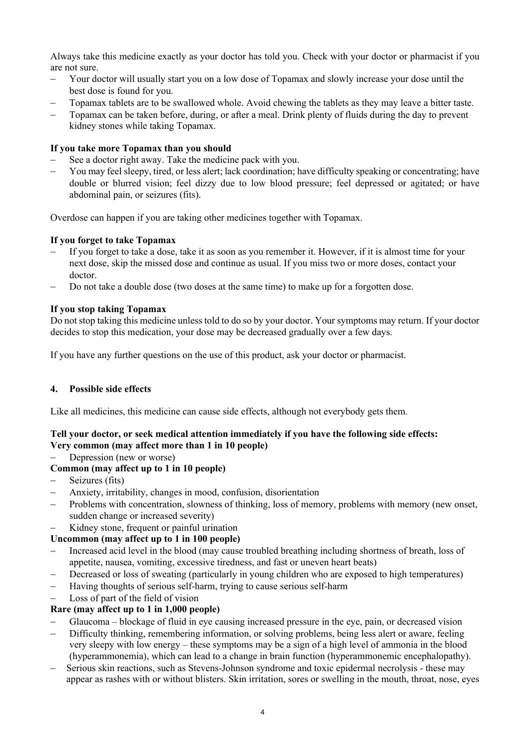Always take this medicine exactly as your doctor has told you. Check with your doctor or pharmacist if you are not sure.

- Your doctor will usually start you on a low dose of Topamax and slowly increase your dose until the best dose is found for you.
- Topamax tablets are to be swallowed whole. Avoid chewing the tablets as they may leave a bitter taste.
- Topamax can be taken before, during, or after a meal. Drink plenty of fluids during the day to prevent kidney stones while taking Topamax.

**If you take more Topamax than you should**

- See a doctor right away. Take the medicine pack with you.
- You may feel sleepy, tired, or less alert; lack coordination; have difficulty speaking or concentrating; have double or blurred vision; feel dizzy due to low blood pressure; feel depressed or agitated; or have abdominal pain, or seizures (fits).

Overdose can happen if you are taking other medicines together with Topamax.

**If you forget to take Topamax**

- If you forget to take a dose, take it as soon as you remember it. However, if it is almost time for your next dose, skip the missed dose and continue as usual. If you miss two or more doses, contact your doctor.
- Do not take a double dose (two doses at the same time) to make up for a forgotten dose.

**If you stop taking Topamax**

Do not stop taking this medicine unless told to do so by your doctor. Your symptoms may return. If your doctor decides to stop this medication, your dose may be decreased gradually over a few days.

If you have any further questions on the use of this product, ask your doctor or pharmacist.

## 4. Possible side effects

Like all medicines, this medicine can cause side effects, although not everybody gets them.

**Tell your doctor, or seek medical attention immediately if you have the following side effects:**

**Very common (may affect more than 1 in 10 people)**

- Depression (new or worse)

**Common (may affect up to 1 in 10 people)**

- Seizures (fits)
- Anxiety, irritability, changes in mood, confusion, disorientation
- Problems with concentration, slowness of thinking, loss of memory, problems with memory (new onset, sudden change or increased severity)
- Kidney stone, frequent or painful urination

**Uncommon (may affect up to 1 in 100 people)**

- Increased acid level in the blood (may cause troubled breathing including shortness of breath, loss of appetite, nausea, vomiting, excessive tiredness, and fast or uneven heart beats)
- Decreased or loss of sweating (particularly in young children who are exposed to high temperatures)
- Having thoughts of serious self-harm, trying to cause serious self-harm
- Loss of part of the field of vision

**Rare (may affect up to 1 in 1,000 people)**

- Glaucoma – blockage of fluid in eye causing increased pressure in the eye, pain, or decreased vision
- Difficulty thinking, remembering information, or solving problems, being less alert or aware, feeling very sleepy with low energy – these symptoms may be a sign of a high level of ammonia in the blood (hyperammonemia), which can lead to a change in brain function (hyperammonemic encephalopathy).
- Serious skin reactions, such as Stevens-Johnson syndrome and toxic epidermal necrolysis - these may appear as rashes with or without blisters. Skin irritation, sores or swelling in the mouth, throat, nose, eyes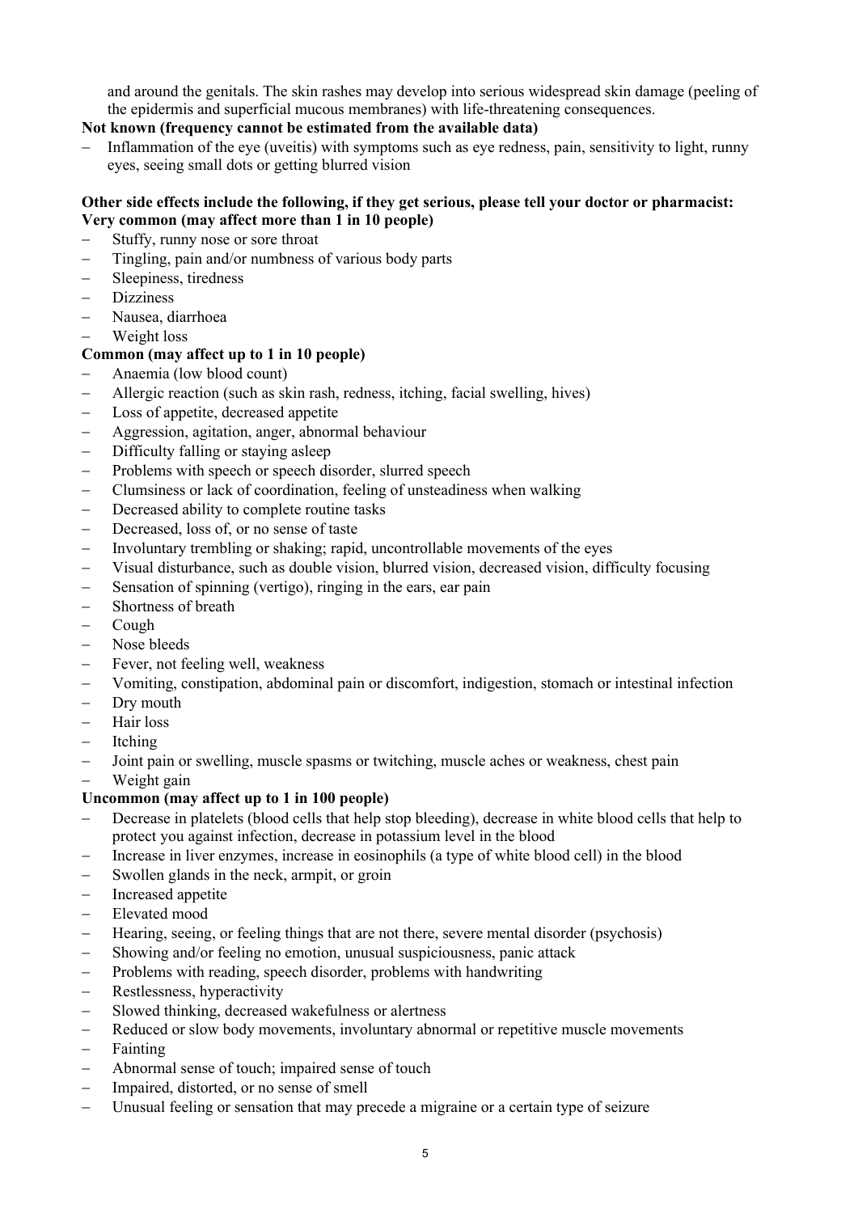and around the genitals. The skin rashes may develop into serious widespread skin damage (peeling of the epidermis and superficial mucous membranes) with life-threatening consequences.

**Not known (frequency cannot be estimated from the available data)**

- Inflammation of the eye (uveitis) with symptoms such as eye redness, pain, sensitivity to light, runny eyes, seeing small dots or getting blurred vision

**Other side effects include the following, if they get serious, please tell your doctor or pharmacist:**

**Very common (may affect more than 1 in 10 people)**

- Stuffy, runny nose or sore throat
- Tingling, pain and/or numbness of various body parts
- Sleepiness, tiredness
- Dizziness
- Nausea, diarrhoea
- Weight loss

**Common (may affect up to 1 in 10 people)**

- Anaemia (low blood count)
- Allergic reaction (such as skin rash, redness, itching, facial swelling, hives)
- Loss of appetite, decreased appetite
- Aggression, agitation, anger, abnormal behaviour
- Difficulty falling or staying asleep
- Problems with speech or speech disorder, slurred speech
- Clumsiness or lack of coordination, feeling of unsteadiness when walking
- Decreased ability to complete routine tasks
- Decreased, loss of, or no sense of taste
- Involuntary trembling or shaking; rapid, uncontrollable movements of the eyes
- Visual disturbance, such as double vision, blurred vision, decreased vision, difficulty focusing
- Sensation of spinning (vertigo), ringing in the ears, ear pain
- Shortness of breath
- Cough
- Nose bleeds
- Fever, not feeling well, weakness
- Vomiting, constipation, abdominal pain or discomfort, indigestion, stomach or intestinal infection
- Dry mouth
- Hair loss
- Itching
- Joint pain or swelling, muscle spasms or twitching, muscle aches or weakness, chest pain
- Weight gain

**Uncommon (may affect up to 1 in 100 people)**

- Decrease in platelets (blood cells that help stop bleeding), decrease in white blood cells that help to protect you against infection, decrease in potassium level in the blood
- Increase in liver enzymes, increase in eosinophils (a type of white blood cell) in the blood
- Swollen glands in the neck, armpit, or groin
- Increased appetite
- Elevated mood
- Hearing, seeing, or feeling things that are not there, severe mental disorder (psychosis)
- Showing and/or feeling no emotion, unusual suspiciousness, panic attack
- Problems with reading, speech disorder, problems with handwriting
- Restlessness, hyperactivity
- Slowed thinking, decreased wakefulness or alertness
- Reduced or slow body movements, involuntary abnormal or repetitive muscle movements
- Fainting
- Abnormal sense of touch; impaired sense of touch
- Impaired, distorted, or no sense of smell
- Unusual feeling or sensation that may precede a migraine or a certain type of seizure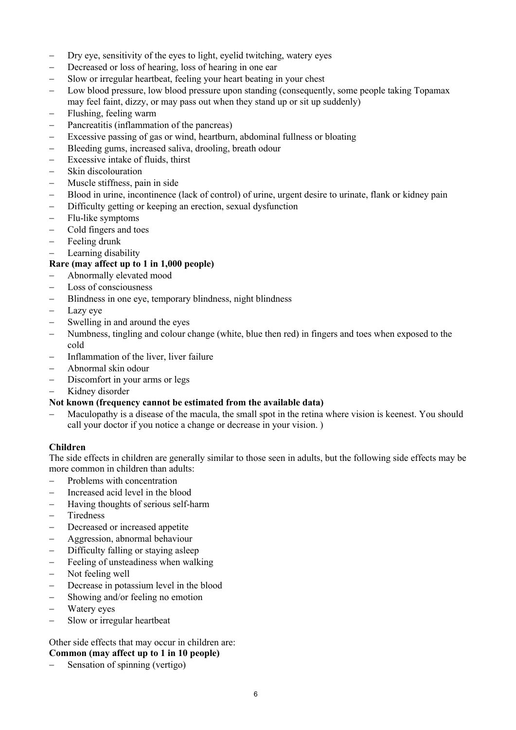- Dry eye, sensitivity of the eyes to light, eyelid twitching, watery eyes
- Decreased or loss of hearing, loss of hearing in one ear
- Slow or irregular heartbeat, feeling your heart beating in your chest
- Low blood pressure, low blood pressure upon standing (consequently, some people taking Topamax may feel faint, dizzy, or may pass out when they stand up or sit up suddenly)
- Flushing, feeling warm
- Pancreatitis (inflammation of the pancreas)
- Excessive passing of gas or wind, heartburn, abdominal fullness or bloating
- Bleeding gums, increased saliva, drooling, breath odour
- Excessive intake of fluids, thirst
- Skin discolouration
- Muscle stiffness, pain in side
- Blood in urine, incontinence (lack of control) of urine, urgent desire to urinate, flank or kidney pain
- Difficulty getting or keeping an erection, sexual dysfunction
- Flu-like symptoms
- Cold fingers and toes
- Feeling drunk
- Learning disability

**Rare (may affect up to 1 in 1,000 people)**

- Abnormally elevated mood
- Loss of consciousness
- Blindness in one eye, temporary blindness, night blindness
- Lazy eye
- Swelling in and around the eyes
- Numbness, tingling and colour change (white, blue then red) in fingers and toes when exposed to the cold
- Inflammation of the liver, liver failure
- Abnormal skin odour
- Discomfort in your arms or legs
- Kidney disorder

**Not known (frequency cannot be estimated from the available data)**

- Maculopathy is a disease of the macula, the small spot in the retina where vision is keenest. You should call your doctor if you notice a change or decrease in your vision. )

**Children**

The side effects in children are generally similar to those seen in adults, but the following side effects may be more common in children than adults:

- Problems with concentration
- Increased acid level in the blood
- Having thoughts of serious self-harm
- Tiredness
- Decreased or increased appetite
- Aggression, abnormal behaviour
- Difficulty falling or staying asleep
- Feeling of unsteadiness when walking
- Not feeling well
- Decrease in potassium level in the blood
- Showing and/or feeling no emotion
- Watery eyes
- Slow or irregular heartbeat

Other side effects that may occur in children are:

**Common (may affect up to 1 in 10 people)**

- Sensation of spinning (vertigo)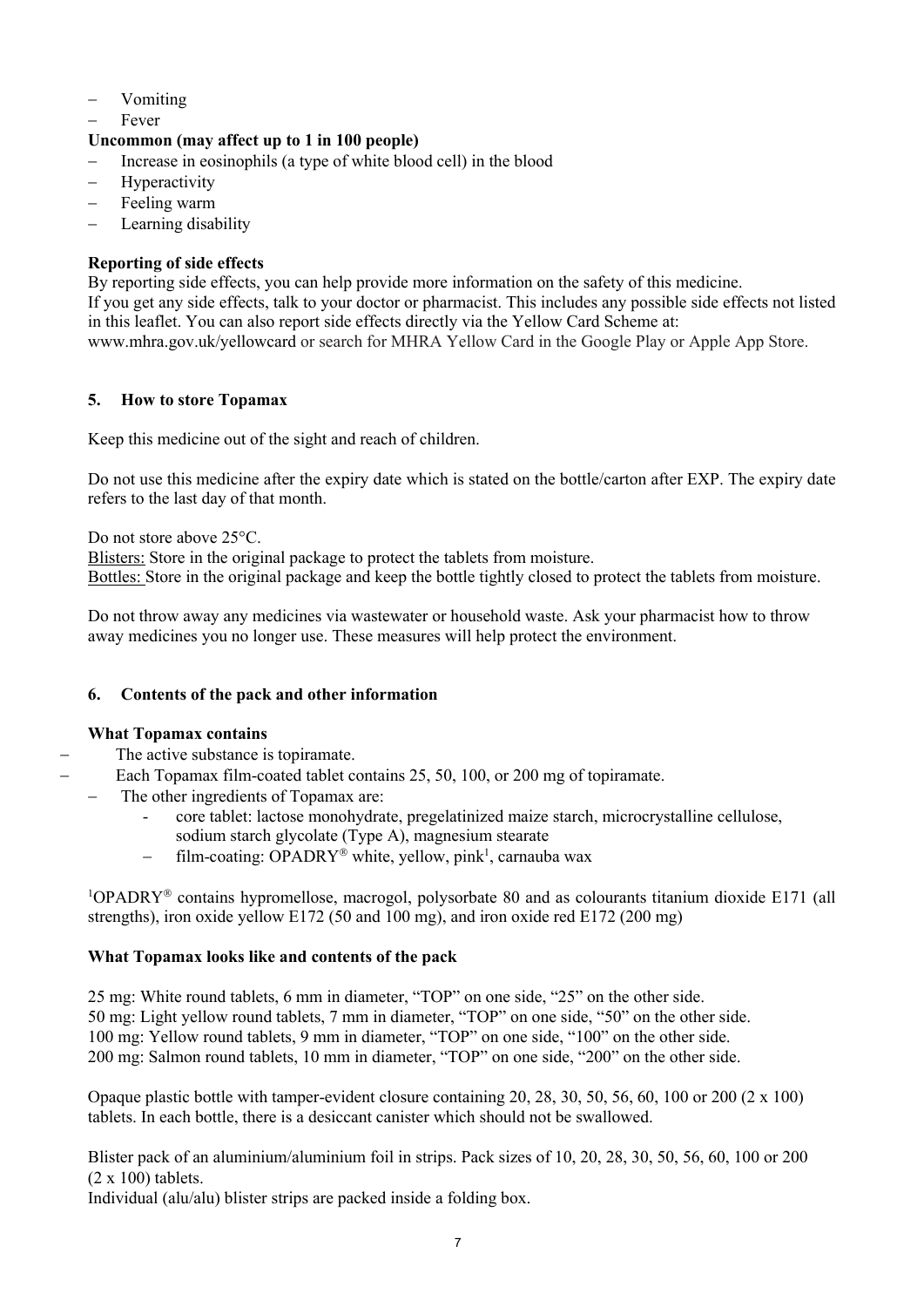- Vomiting
- Fever

**Uncommon (may affect up to 1 in 100 people)**

- Increase in eosinophils (a type of white blood cell) in the blood
- Hyperactivity
- Feeling warm
- Learning disability

**Reporting of side effects**

By reporting side effects, you can help provide more information on the safety of this medicine.
If you get any side effects, talk to your doctor or pharmacist. This includes any possible side effects not listed in this leaflet. You can also report side effects directly via the Yellow Card Scheme at:
www.mhra.gov.uk/yellowcard or search for MHRA Yellow Card in the Google Play or Apple App Store.

## 5. How to store Topamax

Keep this medicine out of the sight and reach of children.

Do not use this medicine after the expiry date which is stated on the bottle/carton after EXP. The expiry date refers to the last day of that month.

Do not store above 25°C.
Blisters: Store in the original package to protect the tablets from moisture.
Bottles: Store in the original package and keep the bottle tightly closed to protect the tablets from moisture.

Do not throw away any medicines via wastewater or household waste. Ask your pharmacist how to throw away medicines you no longer use. These measures will help protect the environment.

## 6. Contents of the pack and other information

**What Topamax contains**

- The active substance is topiramate.
- Each Topamax film-coated tablet contains 25, 50, 100, or 200 mg of topiramate.
- The other ingredients of Topamax are:
  - core tablet: lactose monohydrate, pregelatinized maize starch, microcrystalline cellulose, sodium starch glycolate (Type A), magnesium stearate
  - film-coating: OPADRY® white, yellow, pink[1], carnauba wax

[1]OPADRY® contains hypromellose, macrogol, polysorbate 80 and as colourants titanium dioxide E171 (all strengths), iron oxide yellow E172 (50 and 100 mg), and iron oxide red E172 (200 mg)

**What Topamax looks like and contents of the pack**

25 mg: White round tablets, 6 mm in diameter, "TOP" on one side, "25" on the other side.
50 mg: Light yellow round tablets, 7 mm in diameter, "TOP" on one side, "50" on the other side.
100 mg: Yellow round tablets, 9 mm in diameter, "TOP" on one side, "100" on the other side.
200 mg: Salmon round tablets, 10 mm in diameter, "TOP" on one side, "200" on the other side.

Opaque plastic bottle with tamper-evident closure containing 20, 28, 30, 50, 56, 60, 100 or 200 (2 x 100) tablets. In each bottle, there is a desiccant canister which should not be swallowed.

Blister pack of an aluminium/aluminium foil in strips. Pack sizes of 10, 20, 28, 30, 50, 56, 60, 100 or 200 (2 x 100) tablets.
Individual (alu/alu) blister strips are packed inside a folding box.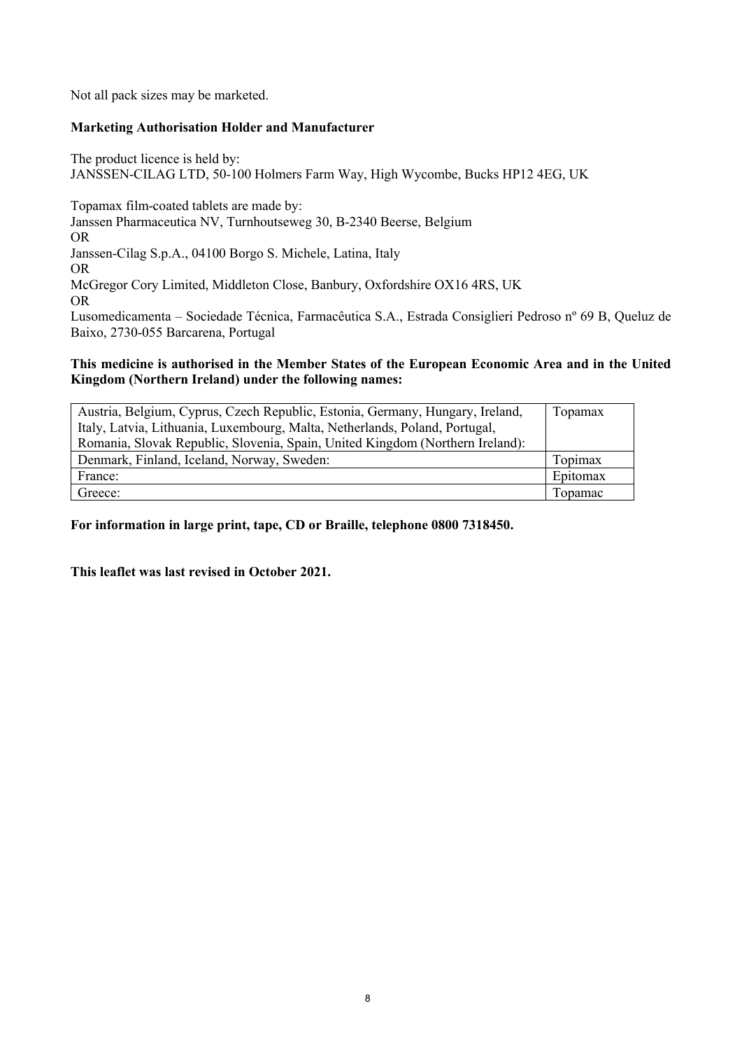Not all pack sizes may be marketed.

**Marketing Authorisation Holder and Manufacturer**

The product licence is held by:
JANSSEN-CILAG LTD, 50-100 Holmers Farm Way, High Wycombe, Bucks HP12 4EG, UK

Topamax film-coated tablets are made by:
Janssen Pharmaceutica NV, Turnhoutseweg 30, B-2340 Beerse, Belgium
OR
Janssen-Cilag S.p.A., 04100 Borgo S. Michele, Latina, Italy
OR
McGregor Cory Limited, Middleton Close, Banbury, Oxfordshire OX16 4RS, UK
OR
Lusomedicamenta – Sociedade Técnica, Farmacêutica S.A., Estrada Consiglieri Pedroso nº 69 B, Queluz de Baixo, 2730-055 Barcarena, Portugal

**This medicine is authorised in the Member States of the European Economic Area and in the United Kingdom (Northern Ireland) under the following names:**

| | |
|---|---|
| Austria, Belgium, Cyprus, Czech Republic, Estonia, Germany, Hungary, Ireland, Italy, Latvia, Lithuania, Luxembourg, Malta, Netherlands, Poland, Portugal, Romania, Slovak Republic, Slovenia, Spain, United Kingdom (Northern Ireland): | Topamax |
| Denmark, Finland, Iceland, Norway, Sweden: | Topimax |
| France: | Epitomax |
| Greece: | Topamac |

**For information in large print, tape, CD or Braille, telephone 0800 7318450.**

**This leaflet was last revised in October 2021.**